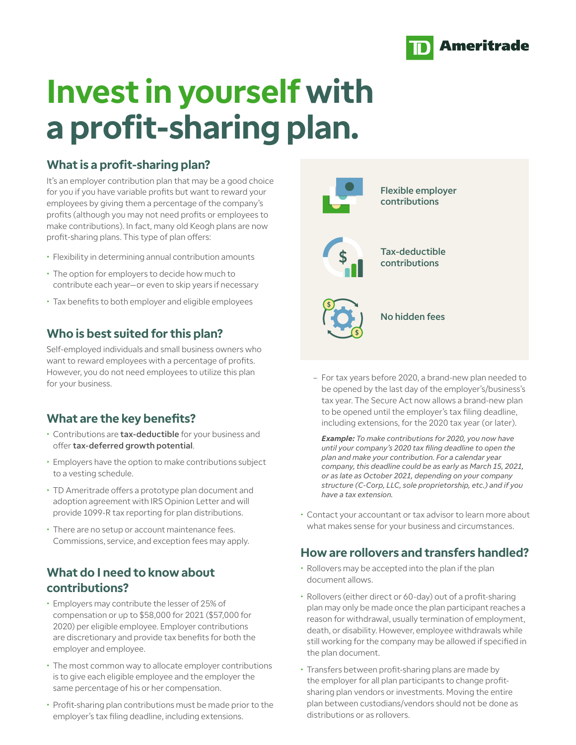# Invest in yourself with a profit-sharing plan.

## What is a profit-sharing plan?

It's an employer contribution plan that may be a good choice for you if you have variable profits but want to reward your employees by giving them a percentage of the company's profits (although you may not need profits or employees to make contributions). In fact, many old Keogh plans are now profit-sharing plans. This type of plan offers:

- Flexibility in determining annual contribution amounts
- The option for employers to decide how much to contribute each year—or even to skip years if necessary
- Tax benefits to both employer and eligible employees

Flexible employer contributions

Tax-deductible contributions

No hidden fees

## Who is best suited for this plan?

Self-employed individuals and small business owners who want to reward employees with a percentage of profits. However, you do not need employees to utilize this plan for your business.

## What are the key benefits?

- Contributions are **tax-deductible** for your business and offer **tax-deferred growth potential**.
- Employers have the option to make contributions subject to a vesting schedule.
- TD Ameritrade offers a prototype plan document and adoption agreement with IRS Opinion Letter and will provide 1099-R tax reporting for plan distributions.
- There are no setup or account maintenance fees. Commissions, service, and exception fees may apply.

## What do I need to know about contributions?

- Employers may contribute the lesser of 25% of compensation or up to $58,000 for 2021 ($57,000 for 2020) per eligible employee. Employer contributions are discretionary and provide tax benefits for both the employer and employee.
- The most common way to allocate employer contributions is to give each eligible employee and the employer the same percentage of his or her compensation.
- Profit-sharing plan contributions must be made prior to the employer's tax filing deadline, including extensions.
  - For tax years before 2020, a brand-new plan needed to be opened by the last day of the employer's/business's tax year. The Secure Act now allows a brand-new plan to be opened until the employer's tax filing deadline, including extensions, for the 2020 tax year (or later).

    ***Example:*** *To make contributions for 2020, you now have until your company's 2020 tax filing deadline to open the plan and make your contribution. For a calendar year company, this deadline could be as early as March 15, 2021, or as late as October 2021, depending on your company structure (C-Corp, LLC, sole proprietorship, etc.) and if you have a tax extension.*
- Contact your accountant or tax advisor to learn more about what makes sense for your business and circumstances.

## How are rollovers and transfers handled?

- Rollovers may be accepted into the plan if the plan document allows.
- Rollovers (either direct or 60-day) out of a profit-sharing plan may only be made once the plan participant reaches a reason for withdrawal, usually termination of employment, death, or disability. However, employee withdrawals while still working for the company may be allowed if specified in the plan document.
- Transfers between profit-sharing plans are made by the employer for all plan participants to change profit-sharing plan vendors or investments. Moving the entire plan between custodians/vendors should not be done as distributions or as rollovers.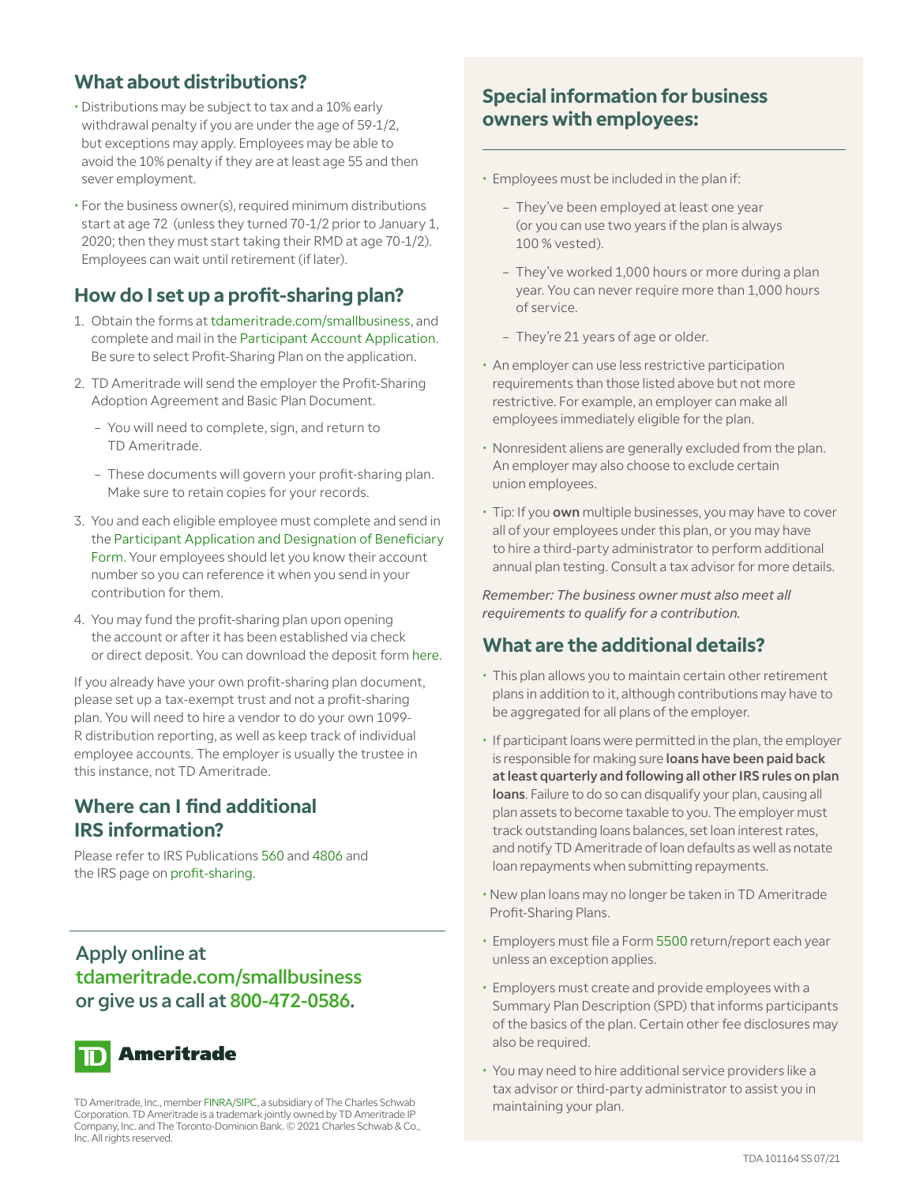## What about distributions?

- Distributions may be subject to tax and a 10% early withdrawal penalty if you are under the age of 59-1/2, but exceptions may apply. Employees may be able to avoid the 10% penalty if they are at least age 55 and then sever employment.
- For the business owner(s), required minimum distributions start at age 72 (unless they turned 70-1/2 prior to January 1, 2020; then they must start taking their RMD at age 70-1/2). Employees can wait until retirement (if later).

## How do I set up a profit-sharing plan?

1. Obtain the forms at tdameritrade.com/smallbusiness, and complete and mail in the Participant Account Application. Be sure to select Profit-Sharing Plan on the application.
2. TD Ameritrade will send the employer the Profit-Sharing Adoption Agreement and Basic Plan Document.
   - You will need to complete, sign, and return to TD Ameritrade.
   - These documents will govern your profit-sharing plan. Make sure to retain copies for your records.
3. You and each eligible employee must complete and send in the Participant Application and Designation of Beneficiary Form. Your employees should let you know their account number so you can reference it when you send in your contribution for them.
4. You may fund the profit-sharing plan upon opening the account or after it has been established via check or direct deposit. You can download the deposit form here.

If you already have your own profit-sharing plan document, please set up a tax-exempt trust and not a profit-sharing plan. You will need to hire a vendor to do your own 1099-R distribution reporting, as well as keep track of individual employee accounts. The employer is usually the trustee in this instance, not TD Ameritrade.

## Where can I find additional IRS information?

Please refer to IRS Publications 560 and 4806 and the IRS page on profit-sharing.

## Special information for business owners with employees:

- Employees must be included in the plan if:
  - They've been employed at least one year (or you can use two years if the plan is always 100 % vested).
  - They've worked 1,000 hours or more during a plan year. You can never require more than 1,000 hours of service.
  - They're 21 years of age or older.
- An employer can use less restrictive participation requirements than those listed above but not more restrictive. For example, an employer can make all employees immediately eligible for the plan.
- Nonresident aliens are generally excluded from the plan. An employer may also choose to exclude certain union employees.
- Tip: If you **own** multiple businesses, you may have to cover all of your employees under this plan, or you may have to hire a third-party administrator to perform additional annual plan testing. Consult a tax advisor for more details.

*Remember: The business owner must also meet all requirements to qualify for a contribution.*

## What are the additional details?

- This plan allows you to maintain certain other retirement plans in addition to it, although contributions may have to be aggregated for all plans of the employer.
- If participant loans were permitted in the plan, the employer is responsible for making sure **loans have been paid back at least quarterly and following all other IRS rules on plan loans**. Failure to do so can disqualify your plan, causing all plan assets to become taxable to you. The employer must track outstanding loans balances, set loan interest rates, and notify TD Ameritrade of loan defaults as well as notate loan repayments when submitting repayments.
- New plan loans may no longer be taken in TD Ameritrade Profit-Sharing Plans.
- Employers must file a Form 5500 return/report each year unless an exception applies.
- Employers must create and provide employees with a Summary Plan Description (SPD) that informs participants of the basics of the plan. Certain other fee disclosures may also be required.
- You may need to hire additional service providers like a tax advisor or third-party administrator to assist you in maintaining your plan.

## Apply online at tdameritrade.com/smallbusiness or give us a call at 800-472-0586.

TD Ameritrade

TD Ameritrade, Inc., member FINRA/SIPC, a subsidiary of The Charles Schwab Corporation. TD Ameritrade is a trademark jointly owned by TD Ameritrade IP Company, Inc. and The Toronto-Dominion Bank. © 2021 Charles Schwab & Co., Inc. All rights reserved.

TDA 101164 SS 07/21